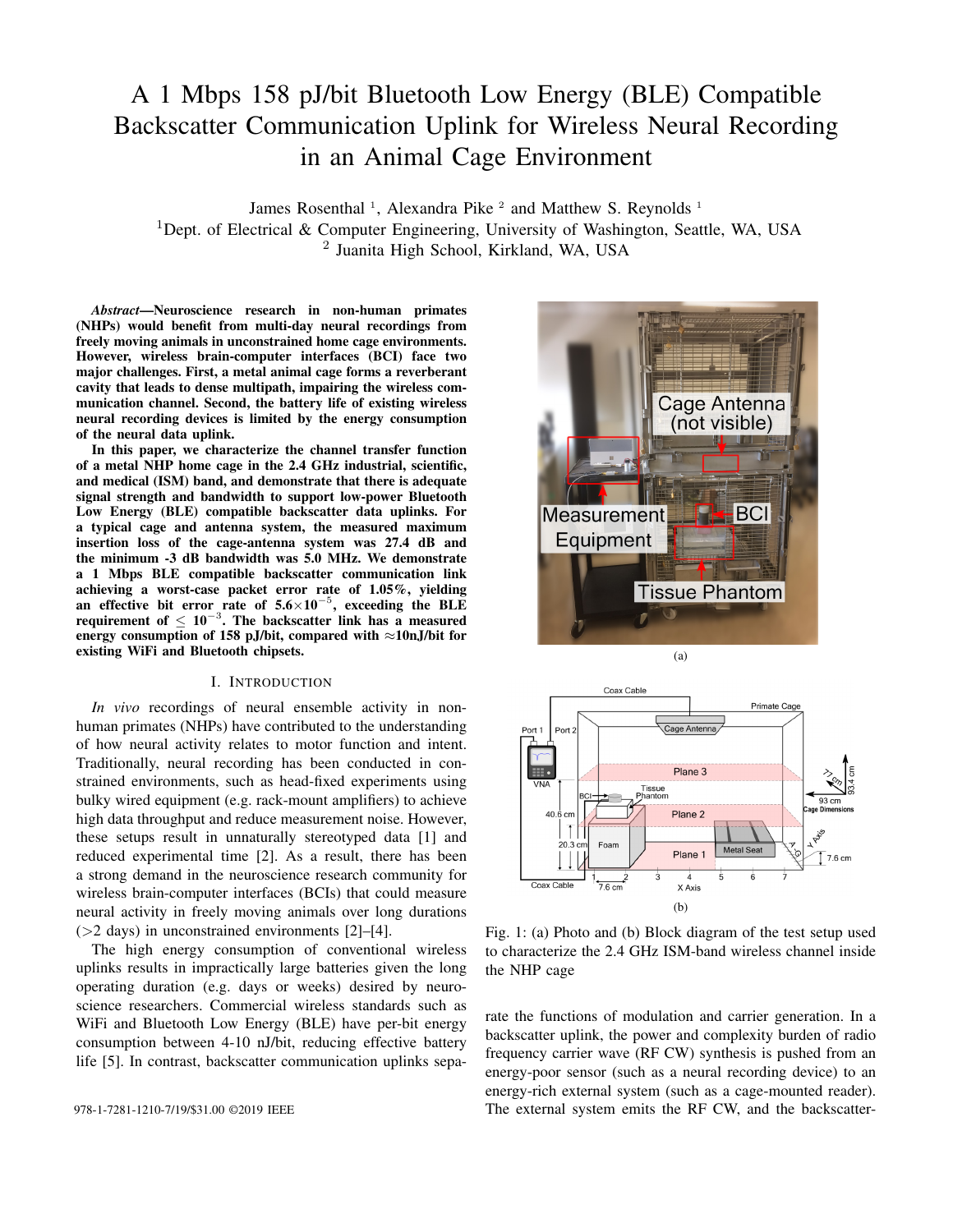# A 1 Mbps 158 pJ/bit Bluetooth Low Energy (BLE) Compatible Backscatter Communication Uplink for Wireless Neural Recording in an Animal Cage Environment

James Rosenthal [1], Alexandra Pike [2] and Matthew S. Reynolds [1]

[1]Dept. of Electrical & Computer Engineering, University of Washington, Seattle, WA, USA

[2] Juanita High School, Kirkland, WA, USA

***Abstract*—Neuroscience research in non-human primates (NHPs) would benefit from multi-day neural recordings from freely moving animals in unconstrained home cage environments. However, wireless brain-computer interfaces (BCI) face two major challenges. First, a metal animal cage forms a reverberant cavity that leads to dense multipath, impairing the wireless communication channel. Second, the battery life of existing wireless neural recording devices is limited by the energy consumption of the neural data uplink.**

**In this paper, we characterize the channel transfer function of a metal NHP home cage in the 2.4 GHz industrial, scientific, and medical (ISM) band, and demonstrate that there is adequate signal strength and bandwidth to support low-power Bluetooth Low Energy (BLE) compatible backscatter data uplinks. For a typical cage and antenna system, the measured maximum insertion loss of the cage-antenna system was 27.4 dB and the minimum -3 dB bandwidth was 5.0 MHz. We demonstrate a 1 Mbps BLE compatible backscatter communication link achieving a worst-case packet error rate of 1.05%, yielding an effective bit error rate of 5.6×10$^{-5}$, exceeding the BLE requirement of ≤ 10$^{-3}$. The backscatter link has a measured energy consumption of 158 pJ/bit, compared with ≈10nJ/bit for existing WiFi and Bluetooth chipsets.**

## I. Introduction

*In vivo* recordings of neural ensemble activity in non-human primates (NHPs) have contributed to the understanding of how neural activity relates to motor function and intent. Traditionally, neural recording has been conducted in constrained environments, such as head-fixed experiments using bulky wired equipment (e.g. rack-mount amplifiers) to achieve high data throughput and reduce measurement noise. However, these setups result in unnaturally stereotyped data [1] and reduced experimental time [2]. As a result, there has been a strong demand in the neuroscience research community for wireless brain-computer interfaces (BCIs) that could measure neural activity in freely moving animals over long durations (>2 days) in unconstrained environments [2]–[4].

The high energy consumption of conventional wireless uplinks results in impractically large batteries given the long operating duration (e.g. days or weeks) desired by neuroscience researchers. Commercial wireless standards such as WiFi and Bluetooth Low Energy (BLE) have per-bit energy consumption between 4-10 nJ/bit, reducing effective battery life [5]. In contrast, backscatter communication uplinks separate the functions of modulation and carrier generation. In a backscatter uplink, the power and complexity burden of radio frequency carrier wave (RF CW) synthesis is pushed from an energy-poor sensor (such as a neural recording device) to an energy-rich external system (such as a cage-mounted reader). The external system emits the RF CW, and the backscatter-

Fig. 1: (a) Photo and (b) Block diagram of the test setup used to characterize the 2.4 GHz ISM-band wireless channel inside the NHP cage

978-1-7281-1210-7/19/$31.00 ©2019 IEEE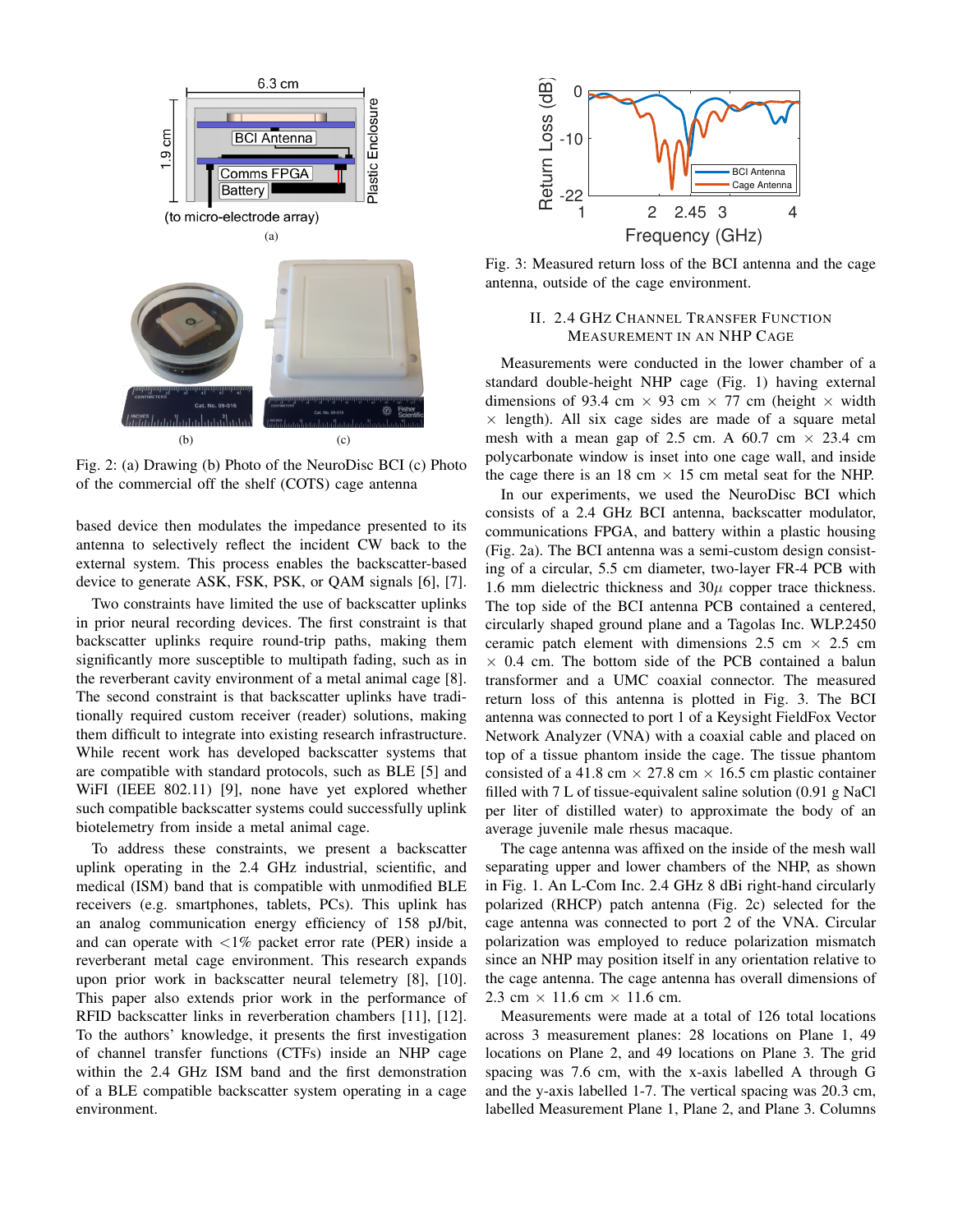Fig. 2: (a) Drawing (b) Photo of the NeuroDisc BCI (c) Photo of the commercial off the shelf (COTS) cage antenna

based device then modulates the impedance presented to its antenna to selectively reflect the incident CW back to the external system. This process enables the backscatter-based device to generate ASK, FSK, PSK, or QAM signals [6], [7].

Two constraints have limited the use of backscatter uplinks in prior neural recording devices. The first constraint is that backscatter uplinks require round-trip paths, making them significantly more susceptible to multipath fading, such as in the reverberant cavity environment of a metal animal cage [8]. The second constraint is that backscatter uplinks have traditionally required custom receiver (reader) solutions, making them difficult to integrate into existing research infrastructure. While recent work has developed backscatter systems that are compatible with standard protocols, such as BLE [5] and WiFI (IEEE 802.11) [9], none have yet explored whether such compatible backscatter systems could successfully uplink biotelemetry from inside a metal animal cage.

To address these constraints, we present a backscatter uplink operating in the 2.4 GHz industrial, scientific, and medical (ISM) band that is compatible with unmodified BLE receivers (e.g. smartphones, tablets, PCs). This uplink has an analog communication energy efficiency of 158 pJ/bit, and can operate with <1% packet error rate (PER) inside a reverberant metal cage environment. This research expands upon prior work in backscatter neural telemetry [8], [10]. This paper also extends prior work in the performance of RFID backscatter links in reverberation chambers [11], [12]. To the authors' knowledge, it presents the first investigation of channel transfer functions (CTFs) inside an NHP cage within the 2.4 GHz ISM band and the first demonstration of a BLE compatible backscatter system operating in a cage environment.

Fig. 3: Measured return loss of the BCI antenna and the cage antenna, outside of the cage environment.

## II. 2.4 GHz Channel Transfer Function Measurement in an NHP Cage

Measurements were conducted in the lower chamber of a standard double-height NHP cage (Fig. 1) having external dimensions of 93.4 cm × 93 cm × 77 cm (height × width × length). All six cage sides are made of a square metal mesh with a mean gap of 2.5 cm. A 60.7 cm × 23.4 cm polycarbonate window is inset into one cage wall, and inside the cage there is an 18 cm × 15 cm metal seat for the NHP.

In our experiments, we used the NeuroDisc BCI which consists of a 2.4 GHz BCI antenna, backscatter modulator, communications FPGA, and battery within a plastic housing (Fig. 2a). The BCI antenna was a semi-custom design consisting of a circular, 5.5 cm diameter, two-layer FR-4 PCB with 1.6 mm dielectric thickness and 30$\mu$ copper trace thickness. The top side of the BCI antenna PCB contained a centered, circularly shaped ground plane and a Tagolas Inc. WLP.2450 ceramic patch element with dimensions 2.5 cm × 2.5 cm × 0.4 cm. The bottom side of the PCB contained a balun transformer and a UMC coaxial connector. The measured return loss of this antenna is plotted in Fig. 3. The BCI antenna was connected to port 1 of a Keysight FieldFox Vector Network Analyzer (VNA) with a coaxial cable and placed on top of a tissue phantom inside the cage. The tissue phantom consisted of a 41.8 cm × 27.8 cm × 16.5 cm plastic container filled with 7 L of tissue-equivalent saline solution (0.91 g NaCl per liter of distilled water) to approximate the body of an average juvenile male rhesus macaque.

The cage antenna was affixed on the inside of the mesh wall separating upper and lower chambers of the NHP, as shown in Fig. 1. An L-Com Inc. 2.4 GHz 8 dBi right-hand circularly polarized (RHCP) patch antenna (Fig. 2c) selected for the cage antenna was connected to port 2 of the VNA. Circular polarization was employed to reduce polarization mismatch since an NHP may position itself in any orientation relative to the cage antenna. The cage antenna has overall dimensions of 2.3 cm × 11.6 cm × 11.6 cm.

Measurements were made at a total of 126 total locations across 3 measurement planes: 28 locations on Plane 1, 49 locations on Plane 2, and 49 locations on Plane 3. The grid spacing was 7.6 cm, with the x-axis labelled A through G and the y-axis labelled 1-7. The vertical spacing was 20.3 cm, labelled Measurement Plane 1, Plane 2, and Plane 3. Columns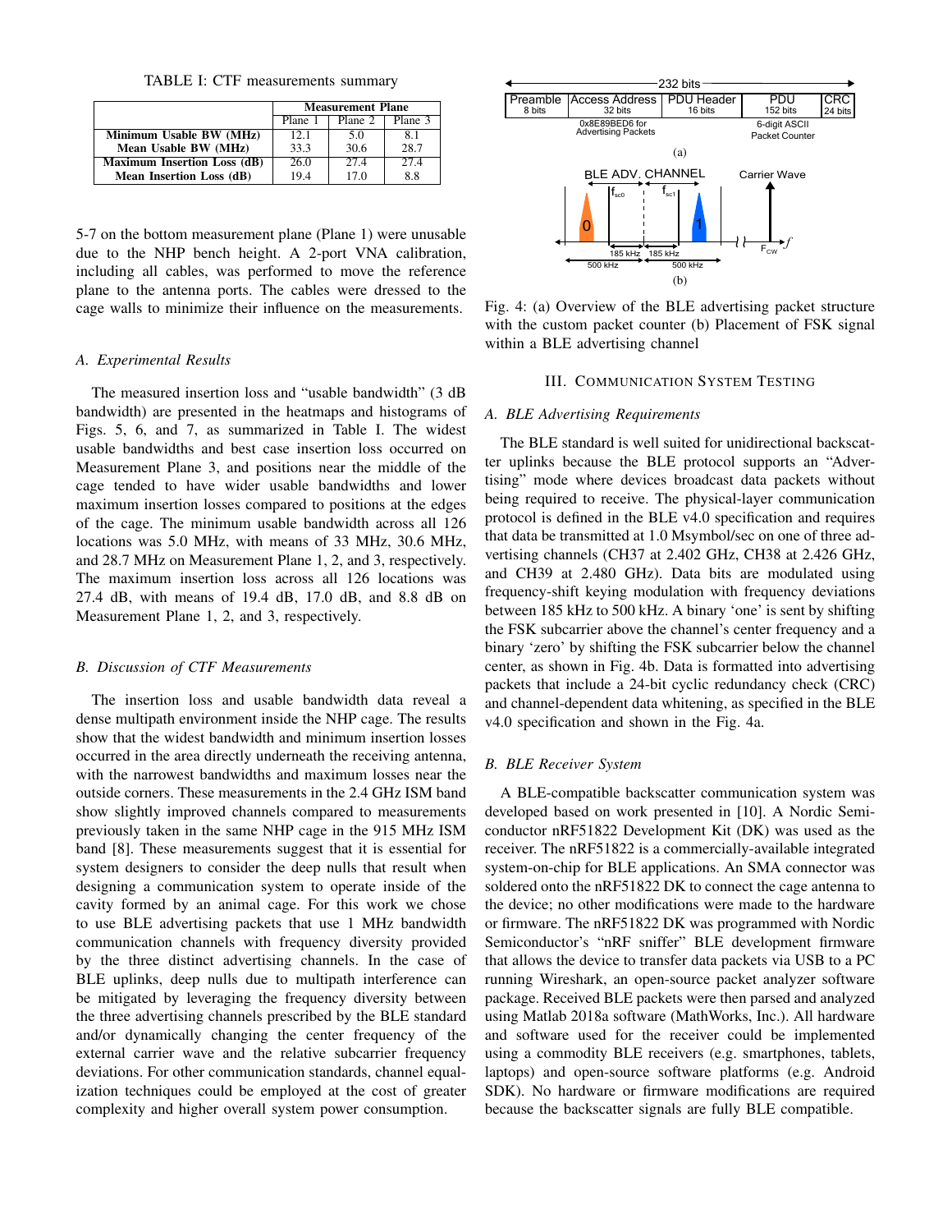TABLE I: CTF measurements summary

| | Measurement Plane | | |
|---|---|---|---|
| | Plane 1 | Plane 2 | Plane 3 |
| **Minimum Usable BW (MHz)** | 12.1 | 5.0 | 8.1 |
| **Mean Usable BW (MHz)** | 33.3 | 30.6 | 28.7 |
| **Maximum Insertion Loss (dB)** | 26.0 | 27.4 | 27.4 |
| **Mean Insertion Loss (dB)** | 19.4 | 17.0 | 8.8 |

5-7 on the bottom measurement plane (Plane 1) were unusable due to the NHP bench height. A 2-port VNA calibration, including all cables, was performed to move the reference plane to the antenna ports. The cables were dressed to the cage walls to minimize their influence on the measurements.

### *A. Experimental Results*

The measured insertion loss and "usable bandwidth" (3 dB bandwidth) are presented in the heatmaps and histograms of Figs. 5, 6, and 7, as summarized in Table I. The widest usable bandwidths and best case insertion loss occurred on Measurement Plane 3, and positions near the middle of the cage tended to have wider usable bandwidths and lower maximum insertion losses compared to positions at the edges of the cage. The minimum usable bandwidth across all 126 locations was 5.0 MHz, with means of 33 MHz, 30.6 MHz, and 28.7 MHz on Measurement Plane 1, 2, and 3, respectively. The maximum insertion loss across all 126 locations was 27.4 dB, with means of 19.4 dB, 17.0 dB, and 8.8 dB on Measurement Plane 1, 2, and 3, respectively.

### *B. Discussion of CTF Measurements*

The insertion loss and usable bandwidth data reveal a dense multipath environment inside the NHP cage. The results show that the widest bandwidth and minimum insertion losses occurred in the area directly underneath the receiving antenna, with the narrowest bandwidths and maximum losses near the outside corners. These measurements in the 2.4 GHz ISM band show slightly improved channels compared to measurements previously taken in the same NHP cage in the 915 MHz ISM band [8]. These measurements suggest that it is essential for system designers to consider the deep nulls that result when designing a communication system to operate inside of the cavity formed by an animal cage. For this work we chose to use BLE advertising packets that use 1 MHz bandwidth communication channels with frequency diversity provided by the three distinct advertising channels. In the case of BLE uplinks, deep nulls due to multipath interference can be mitigated by leveraging the frequency diversity between the three advertising channels prescribed by the BLE standard and/or dynamically changing the center frequency of the external carrier wave and the relative subcarrier frequency deviations. For other communication standards, channel equalization techniques could be employed at the cost of greater complexity and higher overall system power consumption.

| Preamble 8 bits | Access Address 32 bits | PDU Header 16 bits | PDU 152 bits | CRC 24 bits |
|---|---|---|---|---|
| | 0x8E89BED6 for Advertising Packets | | 6-digit ASCII Packet Counter | |

Fig. 4: (a) Overview of the BLE advertising packet structure with the custom packet counter (b) Placement of FSK signal within a BLE advertising channel

## III. Communication System Testing

### *A. BLE Advertising Requirements*

The BLE standard is well suited for unidirectional backscatter uplinks because the BLE protocol supports an "Advertising" mode where devices broadcast data packets without being required to receive. The physical-layer communication protocol is defined in the BLE v4.0 specification and requires that data be transmitted at 1.0 Msymbol/sec on one of three advertising channels (CH37 at 2.402 GHz, CH38 at 2.426 GHz, and CH39 at 2.480 GHz). Data bits are modulated using frequency-shift keying modulation with frequency deviations between 185 kHz to 500 kHz. A binary 'one' is sent by shifting the FSK subcarrier above the channel's center frequency and a binary 'zero' by shifting the FSK subcarrier below the channel center, as shown in Fig. 4b. Data is formatted into advertising packets that include a 24-bit cyclic redundancy check (CRC) and channel-dependent data whitening, as specified in the BLE v4.0 specification and shown in the Fig. 4a.

### *B. BLE Receiver System*

A BLE-compatible backscatter communication system was developed based on work presented in [10]. A Nordic Semiconductor nRF51822 Development Kit (DK) was used as the receiver. The nRF51822 is a commercially-available integrated system-on-chip for BLE applications. An SMA connector was soldered onto the nRF51822 DK to connect the cage antenna to the device; no other modifications were made to the hardware or firmware. The nRF51822 DK was programmed with Nordic Semiconductor's "nRF sniffer" BLE development firmware that allows the device to transfer data packets via USB to a PC running Wireshark, an open-source packet analyzer software package. Received BLE packets were then parsed and analyzed using Matlab 2018a software (MathWorks, Inc.). All hardware and software used for the receiver could be implemented using a commodity BLE receivers (e.g. smartphones, tablets, laptops) and open-source software platforms (e.g. Android SDK). No hardware or firmware modifications are required because the backscatter signals are fully BLE compatible.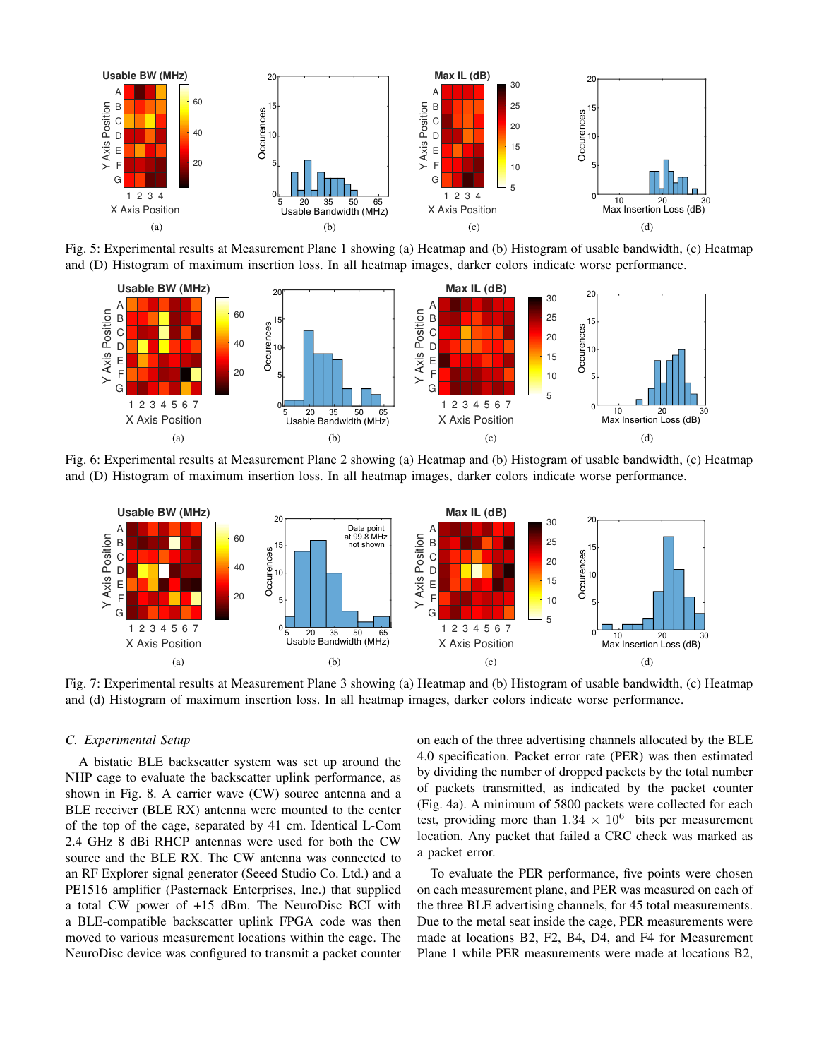Fig. 5: Experimental results at Measurement Plane 1 showing (a) Heatmap and (b) Histogram of usable bandwidth, (c) Heatmap and (D) Histogram of maximum insertion loss. In all heatmap images, darker colors indicate worse performance.

Fig. 6: Experimental results at Measurement Plane 2 showing (a) Heatmap and (b) Histogram of usable bandwidth, (c) Heatmap and (D) Histogram of maximum insertion loss. In all heatmap images, darker colors indicate worse performance.

Fig. 7: Experimental results at Measurement Plane 3 showing (a) Heatmap and (b) Histogram of usable bandwidth, (c) Heatmap and (d) Histogram of maximum insertion loss. In all heatmap images, darker colors indicate worse performance.

### C. Experimental Setup

A bistatic BLE backscatter system was set up around the NHP cage to evaluate the backscatter uplink performance, as shown in Fig. 8. A carrier wave (CW) source antenna and a BLE receiver (BLE RX) antenna were mounted to the center of the top of the cage, separated by 41 cm. Identical L-Com 2.4 GHz 8 dBi RHCP antennas were used for both the CW source and the BLE RX. The CW antenna was connected to an RF Explorer signal generator (Seeed Studio Co. Ltd.) and a PE1516 amplifier (Pasternack Enterprises, Inc.) that supplied a total CW power of +15 dBm. The NeuroDisc BCI with a BLE-compatible backscatter uplink FPGA code was then moved to various measurement locations within the cage. The NeuroDisc device was configured to transmit a packet counter on each of the three advertising channels allocated by the BLE 4.0 specification. Packet error rate (PER) was then estimated by dividing the number of dropped packets by the total number of packets transmitted, as indicated by the packet counter (Fig. 4a). A minimum of 5800 packets were collected for each test, providing more than $1.34 \times 10^6$ bits per measurement location. Any packet that failed a CRC check was marked as a packet error.

To evaluate the PER performance, five points were chosen on each measurement plane, and PER was measured on each of the three BLE advertising channels, for 45 total measurements. Due to the metal seat inside the cage, PER measurements were made at locations B2, F2, B4, D4, and F4 for Measurement Plane 1 while PER measurements were made at locations B2,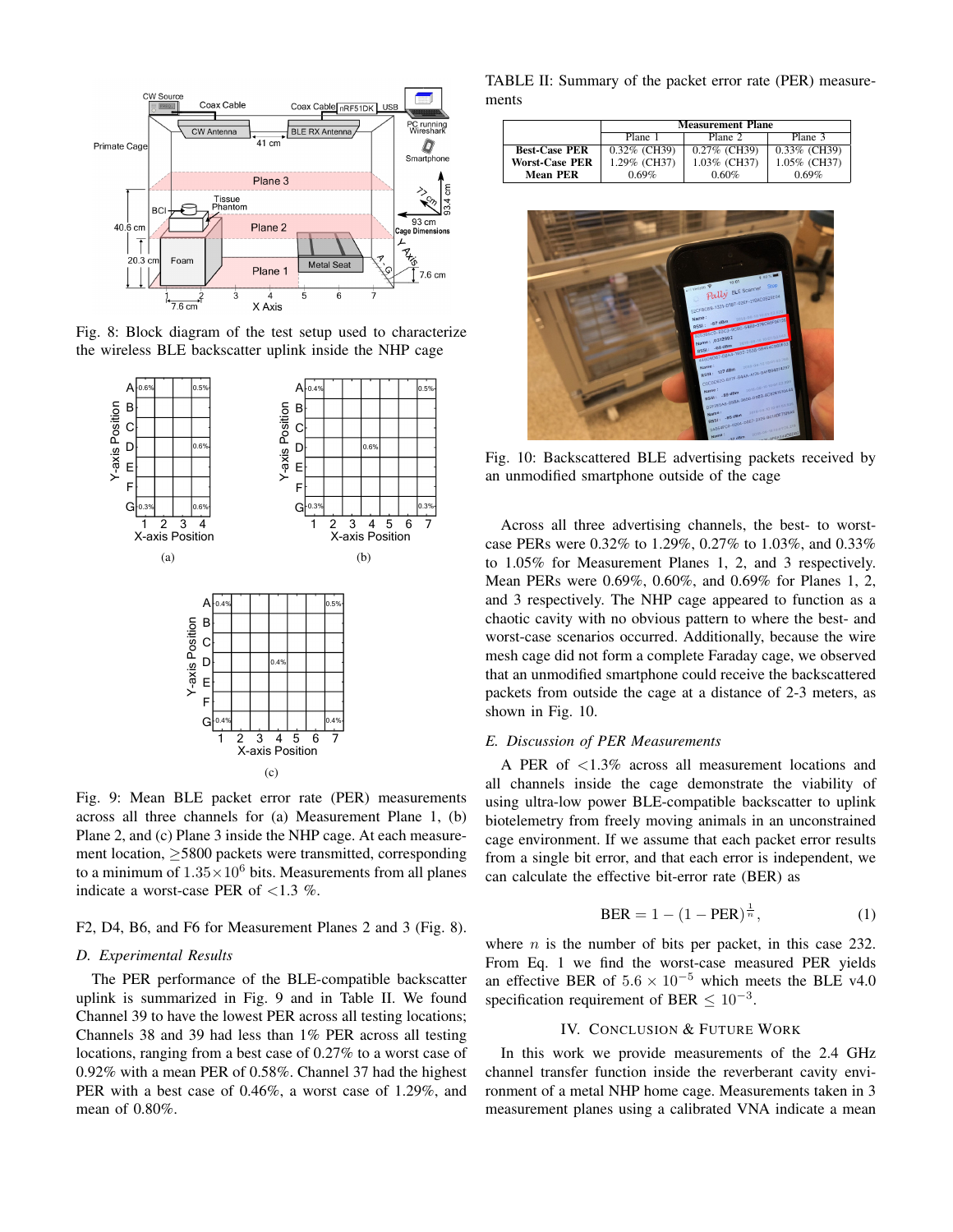Fig. 8: Block diagram of the test setup used to characterize the wireless BLE backscatter uplink inside the NHP cage

(a)

(b)

(c)

Fig. 9: Mean BLE packet error rate (PER) measurements across all three channels for (a) Measurement Plane 1, (b) Plane 2, and (c) Plane 3 inside the NHP cage. At each measurement location, ≥5800 packets were transmitted, corresponding to a minimum of $1.35\times10^6$ bits. Measurements from all planes indicate a worst-case PER of <1.3 %.

F2, D4, B6, and F6 for Measurement Planes 2 and 3 (Fig. 8).

### D. Experimental Results

The PER performance of the BLE-compatible backscatter uplink is summarized in Fig. 9 and in Table II. We found Channel 39 to have the lowest PER across all testing locations; Channels 38 and 39 had less than 1% PER across all testing locations, ranging from a best case of 0.27% to a worst case of 0.92% with a mean PER of 0.58%. Channel 37 had the highest PER with a best case of 0.46%, a worst case of 1.29%, and mean of 0.80%.

TABLE II: Summary of the packet error rate (PER) measurements

| | Measurement Plane | | |
|---|---|---|---|
| | Plane 1 | Plane 2 | Plane 3 |
| **Best-Case PER** | 0.32% (CH39) | 0.27% (CH39) | 0.33% (CH39) |
| **Worst-Case PER** | 1.29% (CH37) | 1.03% (CH37) | 1.05% (CH37) |
| **Mean PER** | 0.69% | 0.60% | 0.69% |

Fig. 10: Backscattered BLE advertising packets received by an unmodified smartphone outside of the cage

Across all three advertising channels, the best- to worst-case PERs were 0.32% to 1.29%, 0.27% to 1.03%, and 0.33% to 1.05% for Measurement Planes 1, 2, and 3 respectively. Mean PERs were 0.69%, 0.60%, and 0.69% for Planes 1, 2, and 3 respectively. The NHP cage appeared to function as a chaotic cavity with no obvious pattern to where the best- and worst-case scenarios occurred. Additionally, because the wire mesh cage did not form a complete Faraday cage, we observed that an unmodified smartphone could receive the backscattered packets from outside the cage at a distance of 2-3 meters, as shown in Fig. 10.

### E. Discussion of PER Measurements

A PER of <1.3% across all measurement locations and all channels inside the cage demonstrate the viability of using ultra-low power BLE-compatible backscatter to uplink biotelemetry from freely moving animals in an unconstrained cage environment. If we assume that each packet error results from a single bit error, and that each error is independent, we can calculate the effective bit-error rate (BER) as

$$\text{BER} = 1 - (1 - \text{PER})^{\frac{1}{n}}, \qquad (1)$$

where $n$ is the number of bits per packet, in this case 232. From Eq. 1 we find the worst-case measured PER yields an effective BER of $5.6 \times 10^{-5}$ which meets the BLE v4.0 specification requirement of BER $\leq 10^{-3}$.

## IV. Conclusion & Future Work

In this work we provide measurements of the 2.4 GHz channel transfer function inside the reverberant cavity environment of a metal NHP home cage. Measurements taken in 3 measurement planes using a calibrated VNA indicate a mean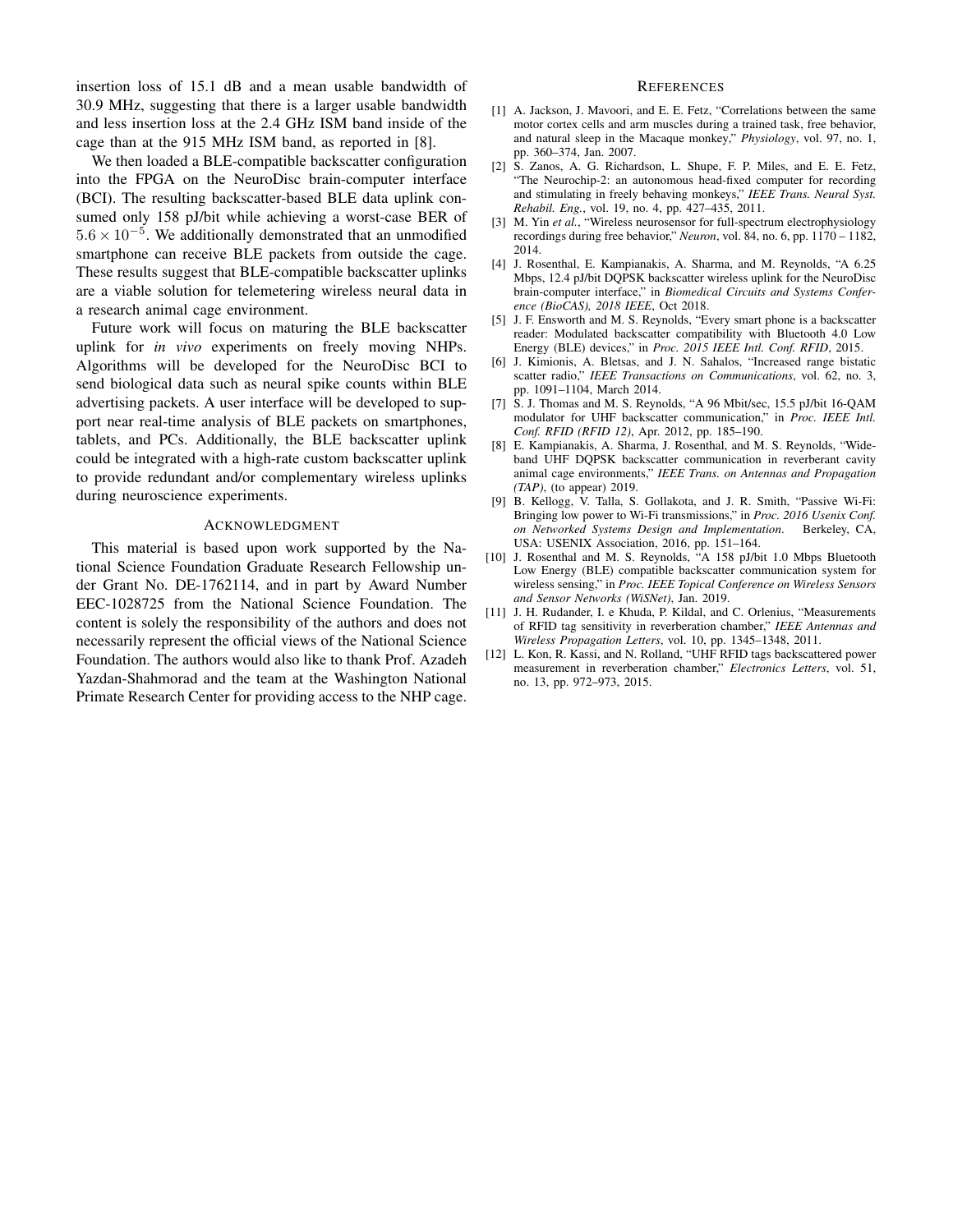insertion loss of 15.1 dB and a mean usable bandwidth of 30.9 MHz, suggesting that there is a larger usable bandwidth and less insertion loss at the 2.4 GHz ISM band inside of the cage than at the 915 MHz ISM band, as reported in [8].

We then loaded a BLE-compatible backscatter configuration into the FPGA on the NeuroDisc brain-computer interface (BCI). The resulting backscatter-based BLE data uplink consumed only 158 pJ/bit while achieving a worst-case BER of $5.6 \times 10^{-5}$. We additionally demonstrated that an unmodified smartphone can receive BLE packets from outside the cage. These results suggest that BLE-compatible backscatter uplinks are a viable solution for telemetering wireless neural data in a research animal cage environment.

Future work will focus on maturing the BLE backscatter uplink for *in vivo* experiments on freely moving NHPs. Algorithms will be developed for the NeuroDisc BCI to send biological data such as neural spike counts within BLE advertising packets. A user interface will be developed to support near real-time analysis of BLE packets on smartphones, tablets, and PCs. Additionally, the BLE backscatter uplink could be integrated with a high-rate custom backscatter uplink to provide redundant and/or complementary wireless uplinks during neuroscience experiments.

## Acknowledgment

This material is based upon work supported by the National Science Foundation Graduate Research Fellowship under Grant No. DE-1762114, and in part by Award Number EEC-1028725 from the National Science Foundation. The content is solely the responsibility of the authors and does not necessarily represent the official views of the National Science Foundation. The authors would also like to thank Prof. Azadeh Yazdan-Shahmorad and the team at the Washington National Primate Research Center for providing access to the NHP cage.

## References

[1] A. Jackson, J. Mavoori, and E. E. Fetz, "Correlations between the same motor cortex cells and arm muscles during a trained task, free behavior, and natural sleep in the Macaque monkey," *Physiology*, vol. 97, no. 1, pp. 360–374, Jan. 2007.

[2] S. Zanos, A. G. Richardson, L. Shupe, F. P. Miles, and E. E. Fetz, "The Neurochip-2: an autonomous head-fixed computer for recording and stimulating in freely behaving monkeys," *IEEE Trans. Neural Syst. Rehabil. Eng.*, vol. 19, no. 4, pp. 427–435, 2011.

[3] M. Yin *et al.*, "Wireless neurosensor for full-spectrum electrophysiology recordings during free behavior," *Neuron*, vol. 84, no. 6, pp. 1170 – 1182, 2014.

[4] J. Rosenthal, E. Kampianakis, A. Sharma, and M. Reynolds, "A 6.25 Mbps, 12.4 pJ/bit DQPSK backscatter wireless uplink for the NeuroDisc brain-computer interface," in *Biomedical Circuits and Systems Conference (BioCAS), 2018 IEEE*, Oct 2018.

[5] J. F. Ensworth and M. S. Reynolds, "Every smart phone is a backscatter reader: Modulated backscatter compatibility with Bluetooth 4.0 Low Energy (BLE) devices," in *Proc. 2015 IEEE Intl. Conf. RFID*, 2015.

[6] J. Kimionis, A. Bletsas, and J. N. Sahalos, "Increased range bistatic scatter radio," *IEEE Transactions on Communications*, vol. 62, no. 3, pp. 1091–1104, March 2014.

[7] S. J. Thomas and M. S. Reynolds, "A 96 Mbit/sec, 15.5 pJ/bit 16-QAM modulator for UHF backscatter communication," in *Proc. IEEE Intl. Conf. RFID (RFID 12)*, Apr. 2012, pp. 185–190.

[8] E. Kampianakis, A. Sharma, J. Rosenthal, and M. S. Reynolds, "Wideband UHF DQPSK backscatter communication in reverberant cavity animal cage environments," *IEEE Trans. on Antennas and Propagation (TAP)*, (to appear) 2019.

[9] B. Kellogg, V. Talla, S. Gollakota, and J. R. Smith, "Passive Wi-Fi: Bringing low power to Wi-Fi transmissions," in *Proc. 2016 Usenix Conf. on Networked Systems Design and Implementation*. Berkeley, CA, USA: USENIX Association, 2016, pp. 151–164.

[10] J. Rosenthal and M. S. Reynolds, "A 158 pJ/bit 1.0 Mbps Bluetooth Low Energy (BLE) compatible backscatter communication system for wireless sensing," in *Proc. IEEE Topical Conference on Wireless Sensors and Sensor Networks (WiSNet)*, Jan. 2019.

[11] J. H. Rudander, I. e Khuda, P. Kildal, and C. Orlenius, "Measurements of RFID tag sensitivity in reverberation chamber," *IEEE Antennas and Wireless Propagation Letters*, vol. 10, pp. 1345–1348, 2011.

[12] L. Kon, R. Kassi, and N. Rolland, "UHF RFID tags backscattered power measurement in reverberation chamber," *Electronics Letters*, vol. 51, no. 13, pp. 972–973, 2015.